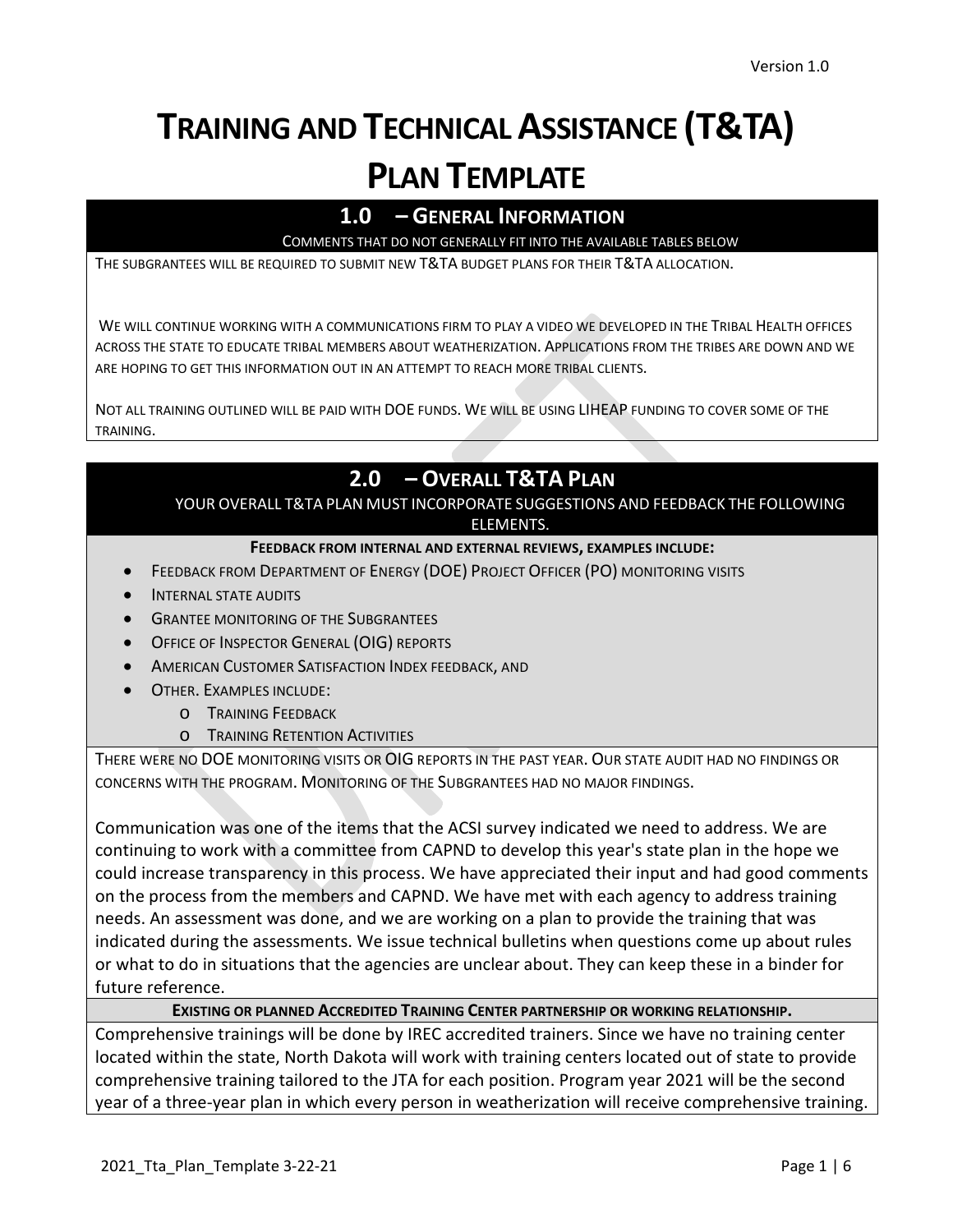# TRAINING AND TECHNICAL ASSISTANCE (T&TA) PLAN TEMPLATE

## 1.0 – GENERAL INFORMATION

COMMENTS THAT DO NOT GENERALLY FIT INTO THE AVAILABLE TABLES BELOW

THE SUBGRANTEES WILL BE REQUIRED TO SUBMIT NEW T&TA BUDGET PLANS FOR THEIR T&TA ALLOCATION.

WE WILL CONTINUE WORKING WITH A COMMUNICATIONS FIRM TO PLAY A VIDEO WE DEVELOPED IN THE TRIBAL HEALTH OFFICES ACROSS THE STATE TO EDUCATE TRIBAL MEMBERS ABOUT WEATHERIZATION. APPLICATIONS FROM THE TRIBES ARE DOWN AND WE ARE HOPING TO GET THIS INFORMATION OUT IN AN ATTEMPT TO REACH MORE TRIBAL CLIENTS.

NOT ALL TRAINING OUTLINED WILL BE PAID WITH DOE FUNDS. WE WILL BE USING LIHEAP FUNDING TO COVER SOME OF THE TRAINING.

## 2.0 – OVERALL T&TA PLAN

YOUR OVERALL T&TA PLAN MUST INCORPORATE SUGGESTIONS AND FEEDBACK THE FOLLOWING ELEMENTS.

**FEEDBACK FROM INTERNAL AND EXTERNAL REVIEWS, EXAMPLES INCLUDE:**

- FEEDBACK FROM DEPARTMENT OF ENERGY (DOE) PROJECT OFFICER (PO) MONITORING VISITS
- INTERNAL STATE AUDITS
- GRANTEE MONITORING OF THE SUBGRANTEES
- OFFICE OF INSPECTOR GENERAL (OIG) REPORTS
- AMERICAN CUSTOMER SATISFACTION INDEX FEEDBACK, AND
- OTHER. EXAMPLES INCLUDE:
  - TRAINING FEEDBACK
  - TRAINING RETENTION ACTIVITIES

THERE WERE NO DOE MONITORING VISITS OR OIG REPORTS IN THE PAST YEAR. OUR STATE AUDIT HAD NO FINDINGS OR CONCERNS WITH THE PROGRAM. MONITORING OF THE SUBGRANTEES HAD NO MAJOR FINDINGS.

Communication was one of the items that the ACSI survey indicated we need to address. We are continuing to work with a committee from CAPND to develop this year's state plan in the hope we could increase transparency in this process. We have appreciated their input and had good comments on the process from the members and CAPND. We have met with each agency to address training needs. An assessment was done, and we are working on a plan to provide the training that was indicated during the assessments. We issue technical bulletins when questions come up about rules or what to do in situations that the agencies are unclear about. They can keep these in a binder for future reference.

**EXISTING OR PLANNED ACCREDITED TRAINING CENTER PARTNERSHIP OR WORKING RELATIONSHIP.**

Comprehensive trainings will be done by IREC accredited trainers. Since we have no training center located within the state, North Dakota will work with training centers located out of state to provide comprehensive training tailored to the JTA for each position. Program year 2021 will be the second year of a three-year plan in which every person in weatherization will receive comprehensive training.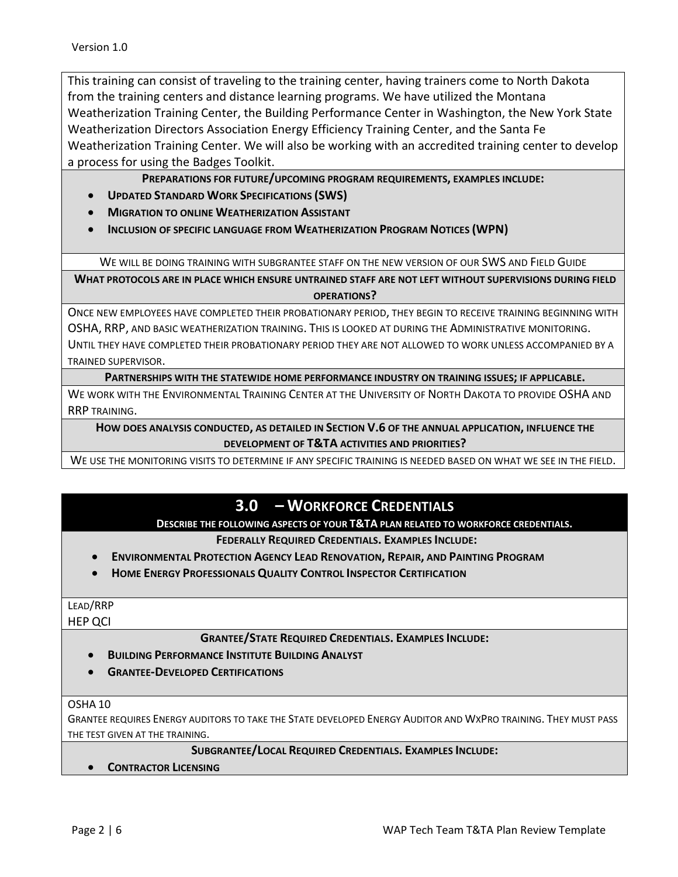This training can consist of traveling to the training center, having trainers come to North Dakota from the training centers and distance learning programs. We have utilized the Montana Weatherization Training Center, the Building Performance Center in Washington, the New York State Weatherization Directors Association Energy Efficiency Training Center, and the Santa Fe Weatherization Training Center. We will also be working with an accredited training center to develop a process for using the Badges Toolkit.

**Preparations for future/upcoming program requirements, examples include:**

- **Updated Standard Work Specifications (SWS)**
- **Migration to online Weatherization Assistant**
- **Inclusion of specific language from Weatherization Program Notices (WPN)**

We will be doing training with subgrantee staff on the new version of our SWS and Field Guide

**What protocols are in place which ensure untrained staff are not left without supervisions during field operations?**

Once new employees have completed their probationary period, they begin to receive training beginning with OSHA, RRP, and basic weatherization training. This is looked at during the Administrative monitoring. Until they have completed their probationary period they are not allowed to work unless accompanied by a trained supervisor.

**Partnerships with the statewide home performance industry on training issues; if applicable.**

We work with the Environmental Training Center at the University of North Dakota to provide OSHA and RRP training.

**How does analysis conducted, as detailed in Section V.6 of the annual application, influence the development of T&TA activities and priorities?**

We use the monitoring visits to determine if any specific training is needed based on what we see in the field.

## 3.0 – Workforce Credentials

**Describe the following aspects of your T&TA plan related to workforce credentials.**

**Federally Required Credentials. Examples Include:**

- **Environmental Protection Agency Lead Renovation, Repair, and Painting Program**
- **Home Energy Professionals Quality Control Inspector Certification**

Lead/RRP
HEP QCI

**Grantee/State Required Credentials. Examples Include:**

- **Building Performance Institute Building Analyst**
- **Grantee-Developed Certifications**

OSHA 10
Grantee requires Energy auditors to take the State developed Energy Auditor and WxPro training. They must pass the test given at the training.

**Subgrantee/Local Required Credentials. Examples Include:**

- **Contractor Licensing**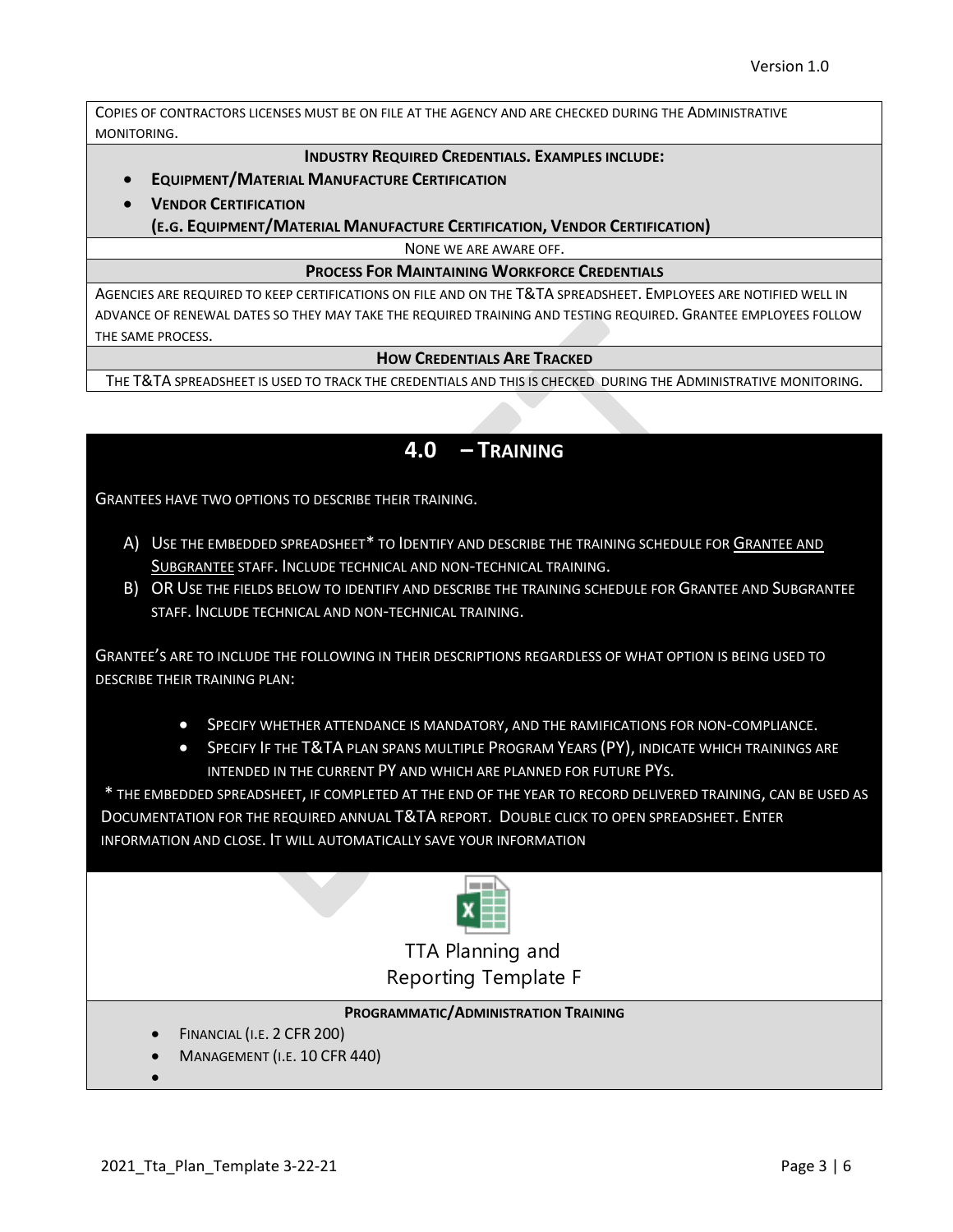COPIES OF CONTRACTORS LICENSES MUST BE ON FILE AT THE AGENCY AND ARE CHECKED DURING THE ADMINISTRATIVE MONITORING.

**INDUSTRY REQUIRED CREDENTIALS. EXAMPLES INCLUDE:**

- **EQUIPMENT/MATERIAL MANUFACTURE CERTIFICATION**
- **VENDOR CERTIFICATION**
  **(E.G. EQUIPMENT/MATERIAL MANUFACTURE CERTIFICATION, VENDOR CERTIFICATION)**

NONE WE ARE AWARE OFF.

**PROCESS FOR MAINTAINING WORKFORCE CREDENTIALS**

AGENCIES ARE REQUIRED TO KEEP CERTIFICATIONS ON FILE AND ON THE T&TA SPREADSHEET. EMPLOYEES ARE NOTIFIED WELL IN ADVANCE OF RENEWAL DATES SO THEY MAY TAKE THE REQUIRED TRAINING AND TESTING REQUIRED. GRANTEE EMPLOYEES FOLLOW THE SAME PROCESS.

**HOW CREDENTIALS ARE TRACKED**

THE T&TA SPREADSHEET IS USED TO TRACK THE CREDENTIALS AND THIS IS CHECKED DURING THE ADMINISTRATIVE MONITORING.

## 4.0 – TRAINING

GRANTEES HAVE TWO OPTIONS TO DESCRIBE THEIR TRAINING.

A) USE THE EMBEDDED SPREADSHEET* TO IDENTIFY AND DESCRIBE THE TRAINING SCHEDULE FOR GRANTEE AND SUBGRANTEE STAFF. INCLUDE TECHNICAL AND NON-TECHNICAL TRAINING.
B) OR USE THE FIELDS BELOW TO IDENTIFY AND DESCRIBE THE TRAINING SCHEDULE FOR GRANTEE AND SUBGRANTEE STAFF. INCLUDE TECHNICAL AND NON-TECHNICAL TRAINING.

GRANTEE'S ARE TO INCLUDE THE FOLLOWING IN THEIR DESCRIPTIONS REGARDLESS OF WHAT OPTION IS BEING USED TO DESCRIBE THEIR TRAINING PLAN:

- SPECIFY WHETHER ATTENDANCE IS MANDATORY, AND THE RAMIFICATIONS FOR NON-COMPLIANCE.
- SPECIFY IF THE T&TA PLAN SPANS MULTIPLE PROGRAM YEARS (PY), INDICATE WHICH TRAININGS ARE INTENDED IN THE CURRENT PY AND WHICH ARE PLANNED FOR FUTURE PYS.

* THE EMBEDDED SPREADSHEET, IF COMPLETED AT THE END OF THE YEAR TO RECORD DELIVERED TRAINING, CAN BE USED AS DOCUMENTATION FOR THE REQUIRED ANNUAL T&TA REPORT. DOUBLE CLICK TO OPEN SPREADSHEET. ENTER INFORMATION AND CLOSE. IT WILL AUTOMATICALLY SAVE YOUR INFORMATION

TTA Planning and
Reporting Template F

**PROGRAMMATIC/ADMINISTRATION TRAINING**

- FINANCIAL (I.E. 2 CFR 200)
- MANAGEMENT (I.E. 10 CFR 440)
-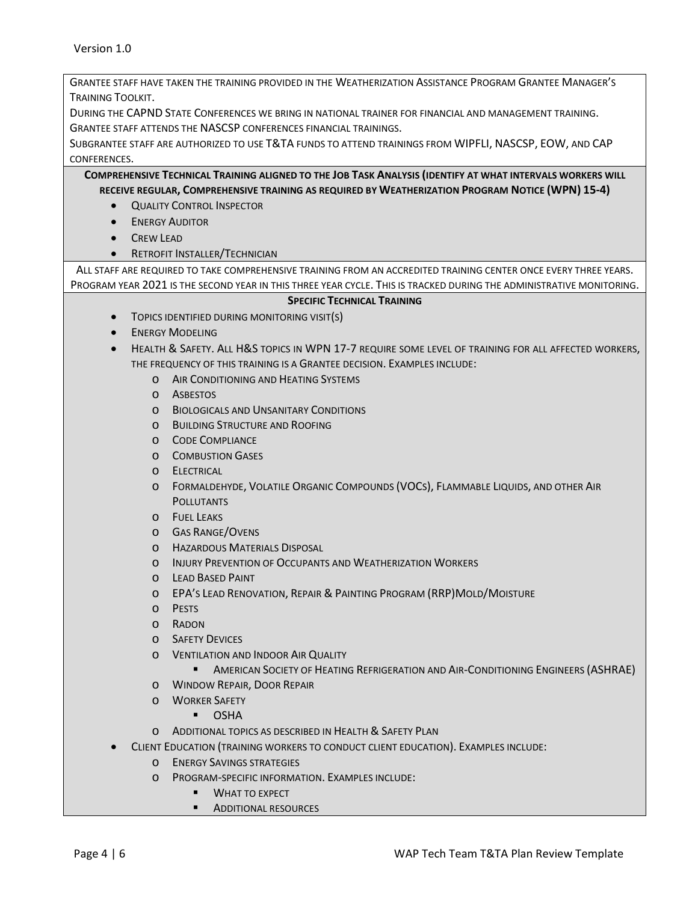Grantee staff have taken the training provided in the Weatherization Assistance Program Grantee Manager's Training Toolkit.

During the CAPND State Conferences we bring in national trainer for financial and management training.

Grantee staff attends the NASCSP conferences financial trainings.

Subgrantee staff are authorized to use T&TA funds to attend trainings from WIPFLI, NASCSP, EOW, and CAP conferences.

**Comprehensive Technical Training aligned to the Job Task Analysis (identify at what intervals workers will receive regular, Comprehensive training as required by Weatherization Program Notice (WPN) 15-4)**

- Quality Control Inspector
- Energy Auditor
- Crew Lead
- Retrofit Installer/Technician

All staff are required to take comprehensive training from an accredited training center once every three years. Program year 2021 is the second year in this three year cycle. This is tracked during the administrative monitoring.

**Specific Technical Training**

- Topics identified during monitoring visit(s)
- Energy Modeling
- Health & Safety. All H&S topics in WPN 17-7 require some level of training for all affected workers, the frequency of this training is a Grantee decision. Examples include:
  - Air Conditioning and Heating Systems
  - Asbestos
  - Biologicals and Unsanitary Conditions
  - Building Structure and Roofing
  - Code Compliance
  - Combustion Gases
  - Electrical
  - Formaldehyde, Volatile Organic Compounds (VOCs), Flammable Liquids, and other Air Pollutants
  - Fuel Leaks
  - Gas Range/Ovens
  - Hazardous Materials Disposal
  - Injury Prevention of Occupants and Weatherization Workers
  - Lead Based Paint
  - EPA's Lead Renovation, Repair & Painting Program (RRP)Mold/Moisture
  - Pests
  - Radon
  - Safety Devices
  - Ventilation and Indoor Air Quality
    - American Society of Heating Refrigeration and Air-Conditioning Engineers (ASHRAE)
  - Window Repair, Door Repair
  - Worker Safety
    - OSHA
  - Additional topics as described in Health & Safety Plan
- Client Education (training workers to conduct client education). Examples include:
  - Energy Savings strategies
  - Program-specific information. Examples include:
    - What to expect
    - Additional resources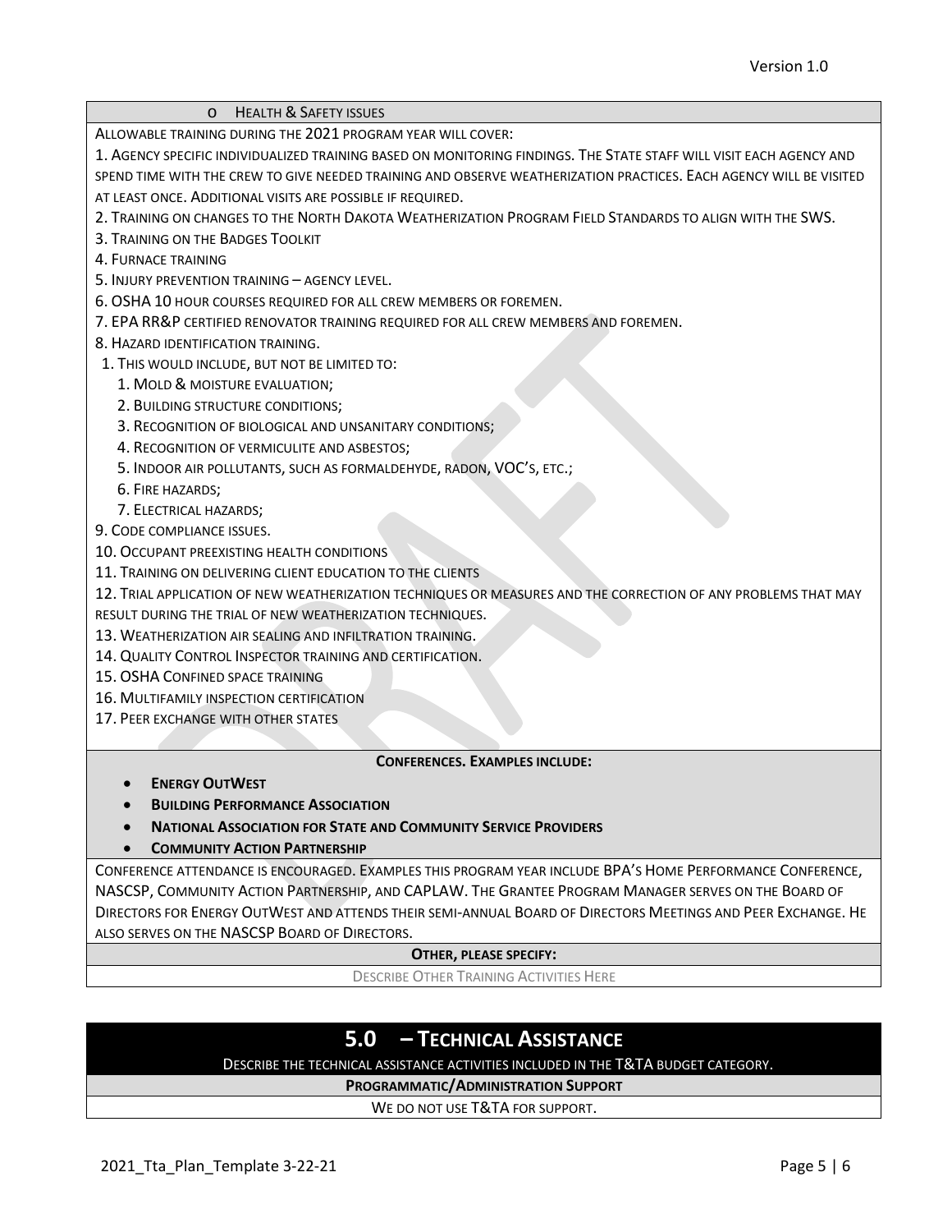- Health & Safety issues

Allowable training during the 2021 program year will cover:

1. Agency specific individualized training based on monitoring findings. The State staff will visit each agency and spend time with the crew to give needed training and observe weatherization practices. Each agency will be visited at least once. Additional visits are possible if required.
2. Training on changes to the North Dakota Weatherization Program Field Standards to align with the SWS.
3. Training on the Badges Toolkit
4. Furnace training
5. Injury prevention training – agency level.
6. OSHA 10 hour courses required for all crew members or foremen.
7. EPA RR&P certified renovator training required for all crew members and foremen.
8. Hazard identification training.
   1. This would include, but not be limited to:
      1. Mold & moisture evaluation;
      2. Building structure conditions;
      3. Recognition of biological and unsanitary conditions;
      4. Recognition of vermiculite and asbestos;
      5. Indoor air pollutants, such as formaldehyde, radon, VOC's, etc.;
      6. Fire hazards;
      7. Electrical hazards;
9. Code compliance issues.
10. Occupant preexisting health conditions
11. Training on delivering client education to the clients
12. Trial application of new weatherization techniques or measures and the correction of any problems that may result during the trial of new weatherization techniques.
13. Weatherization air sealing and infiltration training.
14. Quality Control Inspector training and certification.
15. OSHA Confined space training
16. Multifamily inspection certification
17. Peer exchange with other states

**Conferences. Examples include:**

- **Energy OutWest**
- **Building Performance Association**
- **National Association for State and Community Service Providers**
- **Community Action Partnership**

Conference attendance is encouraged. Examples this program year include BPA's Home Performance Conference, NASCSP, Community Action Partnership, and CAPLAW. The Grantee Program Manager serves on the Board of Directors for Energy OutWest and attends their semi-annual Board of Directors Meetings and Peer Exchange. He also serves on the NASCSP Board of Directors.

**Other, please specify:**

Describe Other Training Activities Here

## 5.0 – Technical Assistance

Describe the technical assistance activities included in the T&TA budget category.

**Programmatic/Administration Support**

We do not use T&TA for support.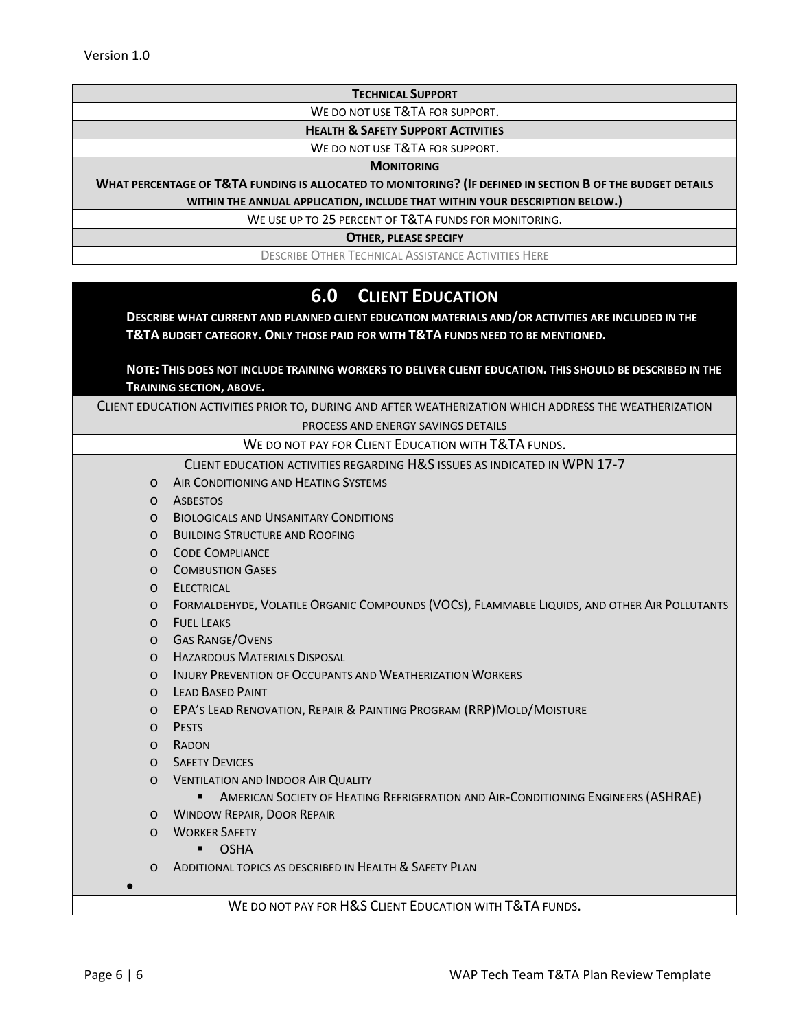| **Technical Support** |
|---|
| We do not use T&TA for support. |
| **Health & Safety Support Activities** |
| We do not use T&TA for support. |
| **Monitoring** |
| **What percentage of T&TA funding is allocated to monitoring? (If defined in section B of the budget details within the annual application, include that within your description below.)** |
| We use up to 25 percent of T&TA funds for monitoring. |
| **Other, please specify** |
| Describe Other Technical Assistance Activities Here |

## 6.0 Client Education

**Describe what current and planned client education materials and/or activities are included in the T&TA budget category. Only those paid for with T&TA funds need to be mentioned.**

**Note: This does not include training workers to deliver client education. this should be described in the Training section, above.**

Client education activities prior to, during and after weatherization which address the weatherization process and energy savings details

We do not pay for Client Education with T&TA funds.

Client education activities regarding H&S issues as indicated in WPN 17-7

- Air Conditioning and Heating Systems
- Asbestos
- Biologicals and Unsanitary Conditions
- Building Structure and Roofing
- Code Compliance
- Combustion Gases
- Electrical
- Formaldehyde, Volatile Organic Compounds (VOCs), Flammable Liquids, and other Air Pollutants
- Fuel Leaks
- Gas Range/Ovens
- Hazardous Materials Disposal
- Injury Prevention of Occupants and Weatherization Workers
- Lead Based Paint
- EPA's Lead Renovation, Repair & Painting Program (RRP)Mold/Moisture
- Pests
- Radon
- Safety Devices
- Ventilation and Indoor Air Quality
  - American Society of Heating Refrigeration and Air-Conditioning Engineers (ASHRAE)
- Window Repair, Door Repair
- Worker Safety
  - OSHA
- Additional topics as described in Health & Safety Plan

We do not pay for H&S Client Education with T&TA funds.